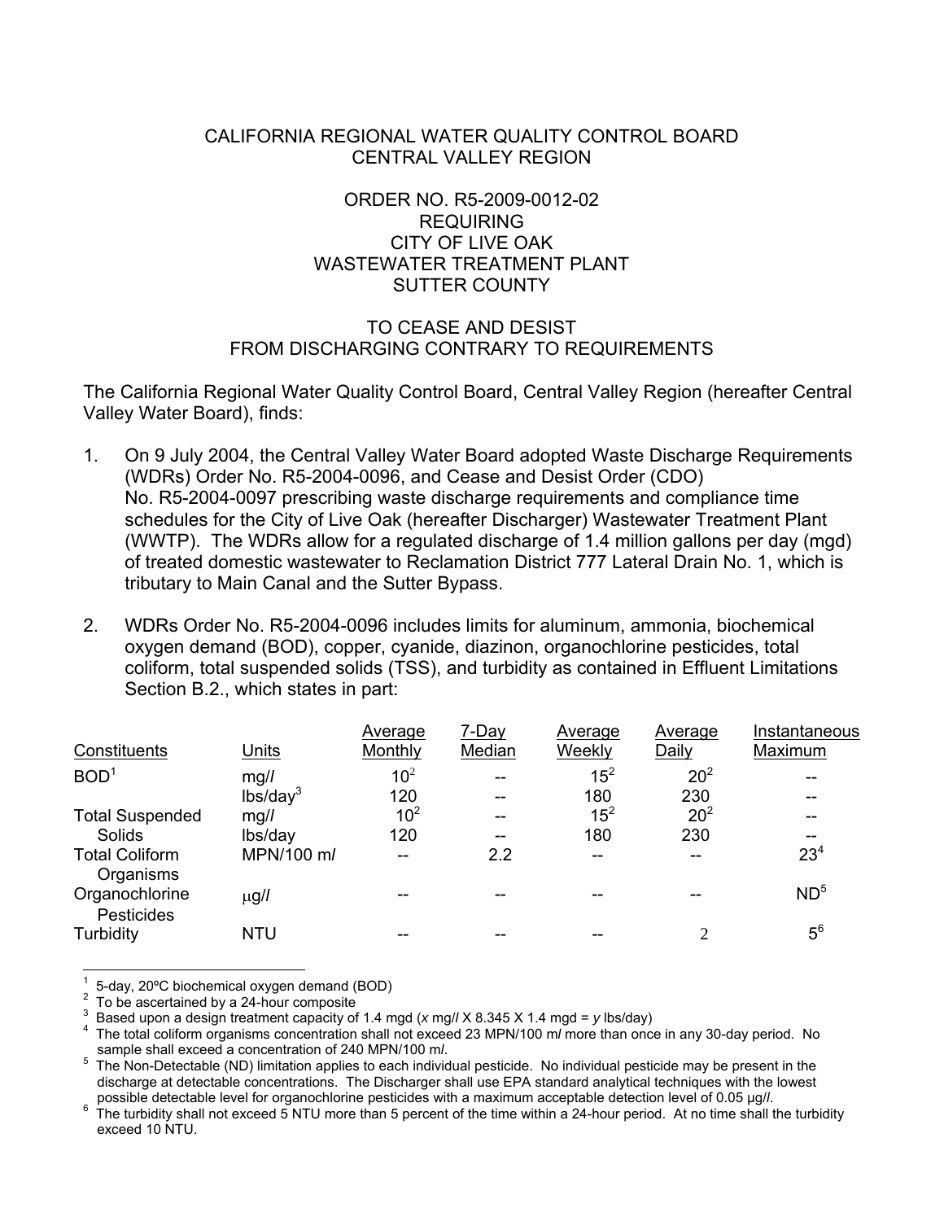CALIFORNIA REGIONAL WATER QUALITY CONTROL BOARD
CENTRAL VALLEY REGION

ORDER NO. R5-2009-0012-02
REQUIRING
CITY OF LIVE OAK
WASTEWATER TREATMENT PLANT
SUTTER COUNTY

TO CEASE AND DESIST
FROM DISCHARGING CONTRARY TO REQUIREMENTS

The California Regional Water Quality Control Board, Central Valley Region (hereafter Central Valley Water Board), finds:

1. On 9 July 2004, the Central Valley Water Board adopted Waste Discharge Requirements (WDRs) Order No. R5-2004-0096, and Cease and Desist Order (CDO) No. R5-2004-0097 prescribing waste discharge requirements and compliance time schedules for the City of Live Oak (hereafter Discharger) Wastewater Treatment Plant (WWTP). The WDRs allow for a regulated discharge of 1.4 million gallons per day (mgd) of treated domestic wastewater to Reclamation District 777 Lateral Drain No. 1, which is tributary to Main Canal and the Sutter Bypass.

2. WDRs Order No. R5-2004-0096 includes limits for aluminum, ammonia, biochemical oxygen demand (BOD), copper, cyanide, diazinon, organochlorine pesticides, total coliform, total suspended solids (TSS), and turbidity as contained in Effluent Limitations Section B.2., which states in part:

| Constituents | Units | Average Monthly | 7-Day Median | Average Weekly | Average Daily | Instantaneous Maximum |
|---|---|---|---|---|---|---|
| BOD[1] | mg/l | 10[2] | -- | 15[2] | 20[2] | -- |
| | lbs/day[3] | 120 | -- | 180 | 230 | -- |
| Total Suspended Solids | mg/l | 10[2] | -- | 15[2] | 20[2] | -- |
| | lbs/day | 120 | -- | 180 | 230 | -- |
| Total Coliform Organisms | MPN/100 ml | -- | 2.2 | -- | -- | 23[4] |
| Organochlorine Pesticides | μg/l | -- | -- | -- | -- | ND[5] |
| Turbidity | NTU | -- | -- | -- | 2 | 5[6] |

[1] 5-day, 20ºC biochemical oxygen demand (BOD)
[2] To be ascertained by a 24-hour composite
[3] Based upon a design treatment capacity of 1.4 mgd (*x* mg/l X 8.345 X 1.4 mgd = *y* lbs/day)
[4] The total coliform organisms concentration shall not exceed 23 MPN/100 ml more than once in any 30-day period. No sample shall exceed a concentration of 240 MPN/100 ml.
[5] The Non-Detectable (ND) limitation applies to each individual pesticide. No individual pesticide may be present in the discharge at detectable concentrations. The Discharger shall use EPA standard analytical techniques with the lowest possible detectable level for organochlorine pesticides with a maximum acceptable detection level of 0.05 μg/l.
[6] The turbidity shall not exceed 5 NTU more than 5 percent of the time within a 24-hour period. At no time shall the turbidity exceed 10 NTU.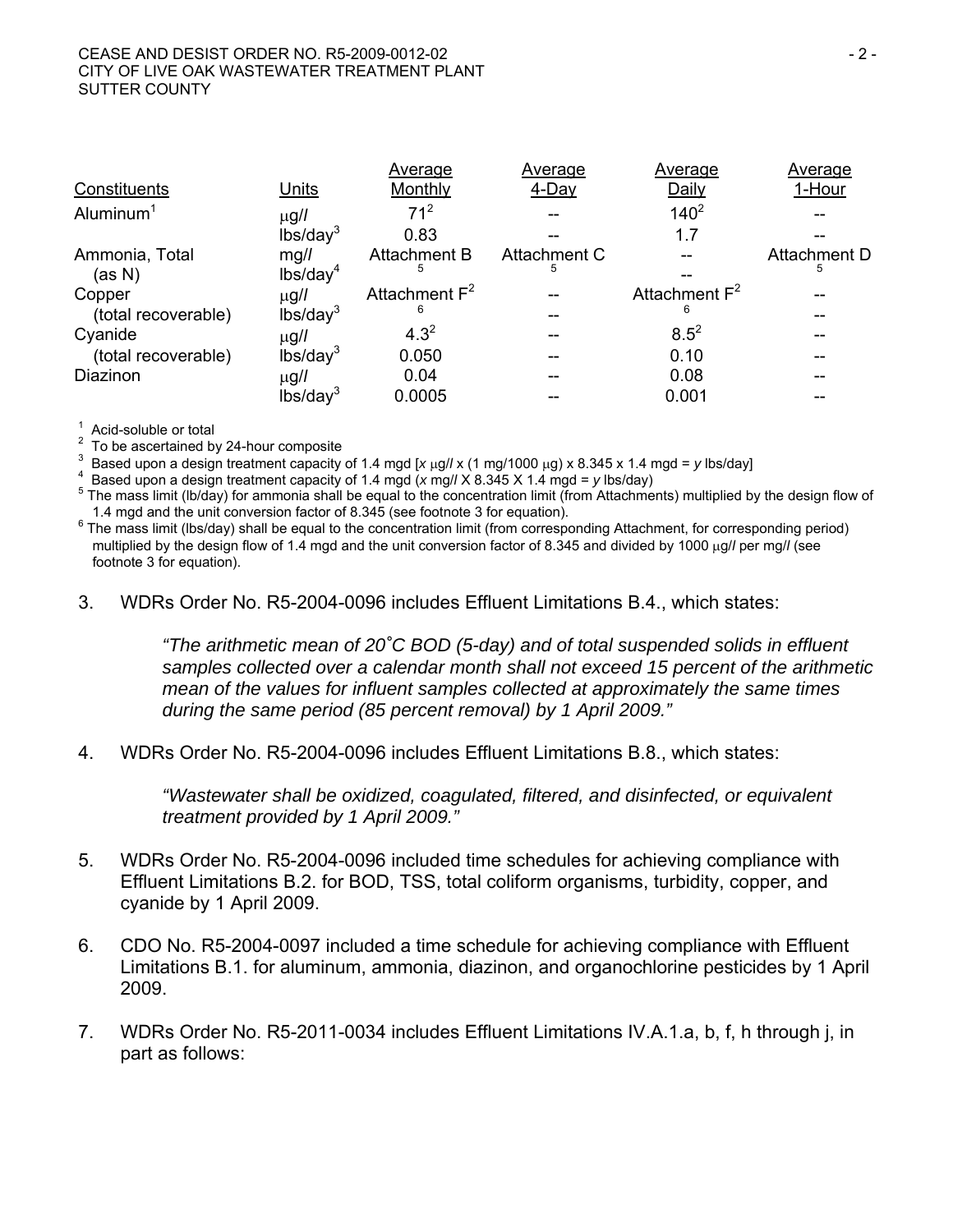| Constituents | Units | Average Monthly | Average 4-Day | Average Daily | Average 1-Hour |
|---|---|---|---|---|---|
| Aluminum[1] | μg/l | 71[2] | -- | 140[2] | -- |
| | lbs/day[3] | 0.83 | -- | 1.7 | -- |
| Ammonia, Total (as N) | mg/l | Attachment B [5] | Attachment C [5] | -- | Attachment D [5] |
| | lbs/day[4] | | | -- | |
| Copper (total recoverable) | μg/l | Attachment F[2] [6] | -- | Attachment F[2] [6] | -- |
| | lbs/day[3] | | -- | | -- |
| Cyanide (total recoverable) | μg/l | 4.3[2] | -- | 8.5[2] | -- |
| | lbs/day[3] | 0.050 | -- | 0.10 | -- |
| Diazinon | μg/l | 0.04 | -- | 0.08 | -- |
| | lbs/day[3] | 0.0005 | -- | 0.001 | -- |

[1] Acid-soluble or total

[2] To be ascertained by 24-hour composite

[3] Based upon a design treatment capacity of 1.4 mgd [*x* μg/l x (1 mg/1000 μg) x 8.345 x 1.4 mgd = *y* lbs/day]

[4] Based upon a design treatment capacity of 1.4 mgd (*x* mg/l X 8.345 X 1.4 mgd = *y* lbs/day)

[5] The mass limit (lb/day) for ammonia shall be equal to the concentration limit (from Attachments) multiplied by the design flow of 1.4 mgd and the unit conversion factor of 8.345 (see footnote 3 for equation).

[6] The mass limit (lbs/day) shall be equal to the concentration limit (from corresponding Attachment, for corresponding period) multiplied by the design flow of 1.4 mgd and the unit conversion factor of 8.345 and divided by 1000 μg/l per mg/l (see footnote 3 for equation).

3. WDRs Order No. R5-2004-0096 includes Effluent Limitations B.4., which states:

   *"The arithmetic mean of 20˚C BOD (5-day) and of total suspended solids in effluent samples collected over a calendar month shall not exceed 15 percent of the arithmetic mean of the values for influent samples collected at approximately the same times during the same period (85 percent removal) by 1 April 2009."*

4. WDRs Order No. R5-2004-0096 includes Effluent Limitations B.8., which states:

   *"Wastewater shall be oxidized, coagulated, filtered, and disinfected, or equivalent treatment provided by 1 April 2009."*

5. WDRs Order No. R5-2004-0096 included time schedules for achieving compliance with Effluent Limitations B.2. for BOD, TSS, total coliform organisms, turbidity, copper, and cyanide by 1 April 2009.

6. CDO No. R5-2004-0097 included a time schedule for achieving compliance with Effluent Limitations B.1. for aluminum, ammonia, diazinon, and organochlorine pesticides by 1 April 2009.

7. WDRs Order No. R5-2011-0034 includes Effluent Limitations IV.A.1.a, b, f, h through j, in part as follows: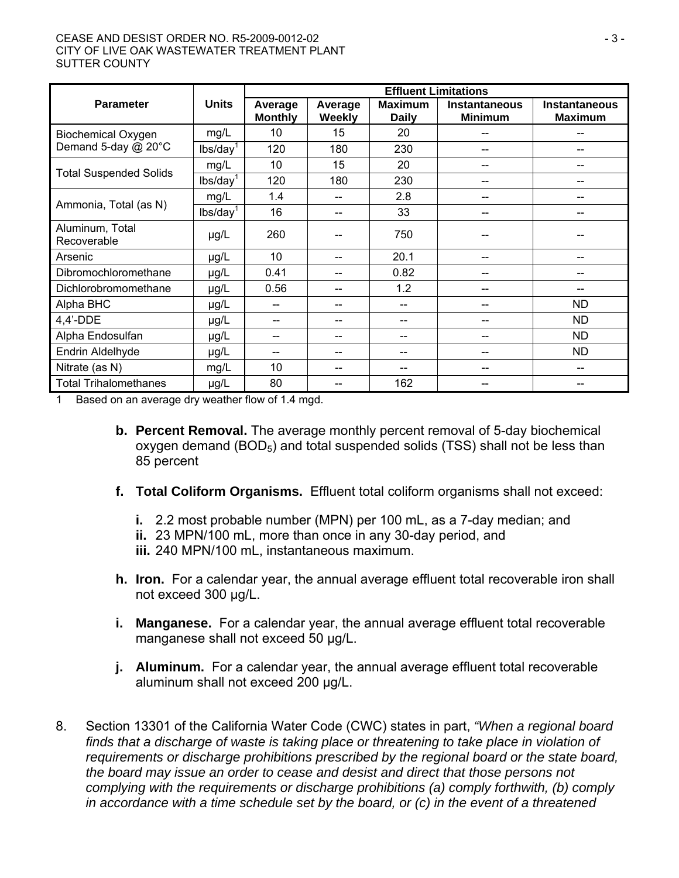| Parameter | Units | Effluent Limitations | | | | |
|---|---|---|---|---|---|---|
| | | Average Monthly | Average Weekly | Maximum Daily | Instantaneous Minimum | Instantaneous Maximum |
| Biochemical Oxygen Demand 5-day @ 20°C | mg/L | 10 | 15 | 20 | -- | -- |
| | lbs/day[1] | 120 | 180 | 230 | -- | -- |
| Total Suspended Solids | mg/L | 10 | 15 | 20 | -- | -- |
| | lbs/day[1] | 120 | 180 | 230 | -- | -- |
| Ammonia, Total (as N) | mg/L | 1.4 | -- | 2.8 | -- | -- |
| | lbs/day[1] | 16 | -- | 33 | -- | -- |
| Aluminum, Total Recoverable | µg/L | 260 | -- | 750 | -- | -- |
| Arsenic | µg/L | 10 | -- | 20.1 | -- | -- |
| Dibromochloromethane | µg/L | 0.41 | -- | 0.82 | -- | -- |
| Dichlorobromomethane | µg/L | 0.56 | -- | 1.2 | -- | -- |
| Alpha BHC | µg/L | -- | -- | -- | -- | ND |
| 4,4'-DDE | µg/L | -- | -- | -- | -- | ND |
| Alpha Endosulfan | µg/L | -- | -- | -- | -- | ND |
| Endrin Aldelhyde | µg/L | -- | -- | -- | -- | ND |
| Nitrate (as N) | mg/L | 10 | -- | -- | -- | -- |
| Total Trihalomethanes | µg/L | 80 | -- | 162 | -- | -- |

1 Based on an average dry weather flow of 1.4 mgd.

**b. Percent Removal.** The average monthly percent removal of 5-day biochemical oxygen demand ($BOD_5$) and total suspended solids (TSS) shall not be less than 85 percent

**f. Total Coliform Organisms.** Effluent total coliform organisms shall not exceed:

**i.** 2.2 most probable number (MPN) per 100 mL, as a 7-day median; and
**ii.** 23 MPN/100 mL, more than once in any 30-day period, and
**iii.** 240 MPN/100 mL, instantaneous maximum.

**h. Iron.** For a calendar year, the annual average effluent total recoverable iron shall not exceed 300 µg/L.

**i. Manganese.** For a calendar year, the annual average effluent total recoverable manganese shall not exceed 50 µg/L.

**j. Aluminum.** For a calendar year, the annual average effluent total recoverable aluminum shall not exceed 200 µg/L.

8. Section 13301 of the California Water Code (CWC) states in part, *"When a regional board finds that a discharge of waste is taking place or threatening to take place in violation of requirements or discharge prohibitions prescribed by the regional board or the state board, the board may issue an order to cease and desist and direct that those persons not complying with the requirements or discharge prohibitions (a) comply forthwith, (b) comply in accordance with a time schedule set by the board, or (c) in the event of a threatened*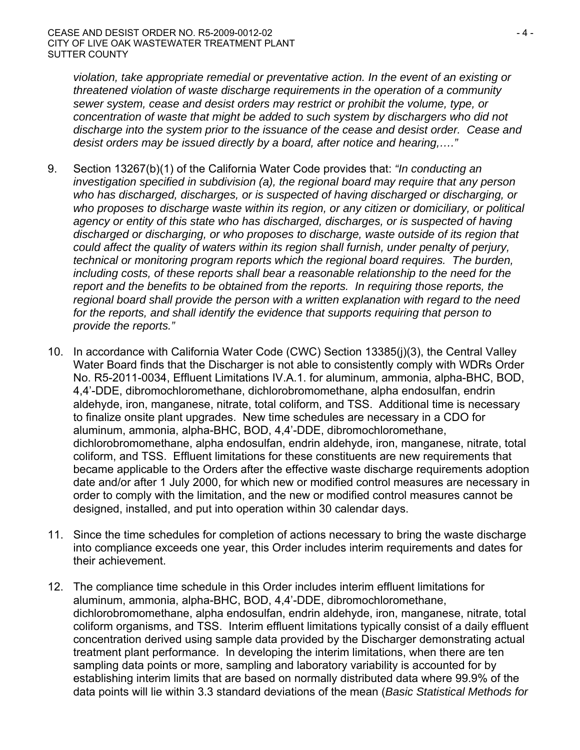*violation, take appropriate remedial or preventative action. In the event of an existing or threatened violation of waste discharge requirements in the operation of a community sewer system, cease and desist orders may restrict or prohibit the volume, type, or concentration of waste that might be added to such system by dischargers who did not discharge into the system prior to the issuance of the cease and desist order. Cease and desist orders may be issued directly by a board, after notice and hearing,…."*

9. Section 13267(b)(1) of the California Water Code provides that: *"In conducting an investigation specified in subdivision (a), the regional board may require that any person who has discharged, discharges, or is suspected of having discharged or discharging, or who proposes to discharge waste within its region, or any citizen or domiciliary, or political agency or entity of this state who has discharged, discharges, or is suspected of having discharged or discharging, or who proposes to discharge, waste outside of its region that could affect the quality of waters within its region shall furnish, under penalty of perjury, technical or monitoring program reports which the regional board requires. The burden, including costs, of these reports shall bear a reasonable relationship to the need for the report and the benefits to be obtained from the reports. In requiring those reports, the regional board shall provide the person with a written explanation with regard to the need for the reports, and shall identify the evidence that supports requiring that person to provide the reports."*

10. In accordance with California Water Code (CWC) Section 13385(j)(3), the Central Valley Water Board finds that the Discharger is not able to consistently comply with WDRs Order No. R5-2011-0034, Effluent Limitations IV.A.1. for aluminum, ammonia, alpha-BHC, BOD, 4,4'-DDE, dibromochloromethane, dichlorobromomethane, alpha endosulfan, endrin aldehyde, iron, manganese, nitrate, total coliform, and TSS. Additional time is necessary to finalize onsite plant upgrades. New time schedules are necessary in a CDO for aluminum, ammonia, alpha-BHC, BOD, 4,4'-DDE, dibromochloromethane, dichlorobromomethane, alpha endosulfan, endrin aldehyde, iron, manganese, nitrate, total coliform, and TSS. Effluent limitations for these constituents are new requirements that became applicable to the Orders after the effective waste discharge requirements adoption date and/or after 1 July 2000, for which new or modified control measures are necessary in order to comply with the limitation, and the new or modified control measures cannot be designed, installed, and put into operation within 30 calendar days.

11. Since the time schedules for completion of actions necessary to bring the waste discharge into compliance exceeds one year, this Order includes interim requirements and dates for their achievement.

12. The compliance time schedule in this Order includes interim effluent limitations for aluminum, ammonia, alpha-BHC, BOD, 4,4'-DDE, dibromochloromethane, dichlorobromomethane, alpha endosulfan, endrin aldehyde, iron, manganese, nitrate, total coliform organisms, and TSS. Interim effluent limitations typically consist of a daily effluent concentration derived using sample data provided by the Discharger demonstrating actual treatment plant performance. In developing the interim limitations, when there are ten sampling data points or more, sampling and laboratory variability is accounted for by establishing interim limits that are based on normally distributed data where 99.9% of the data points will lie within 3.3 standard deviations of the mean (*Basic Statistical Methods for*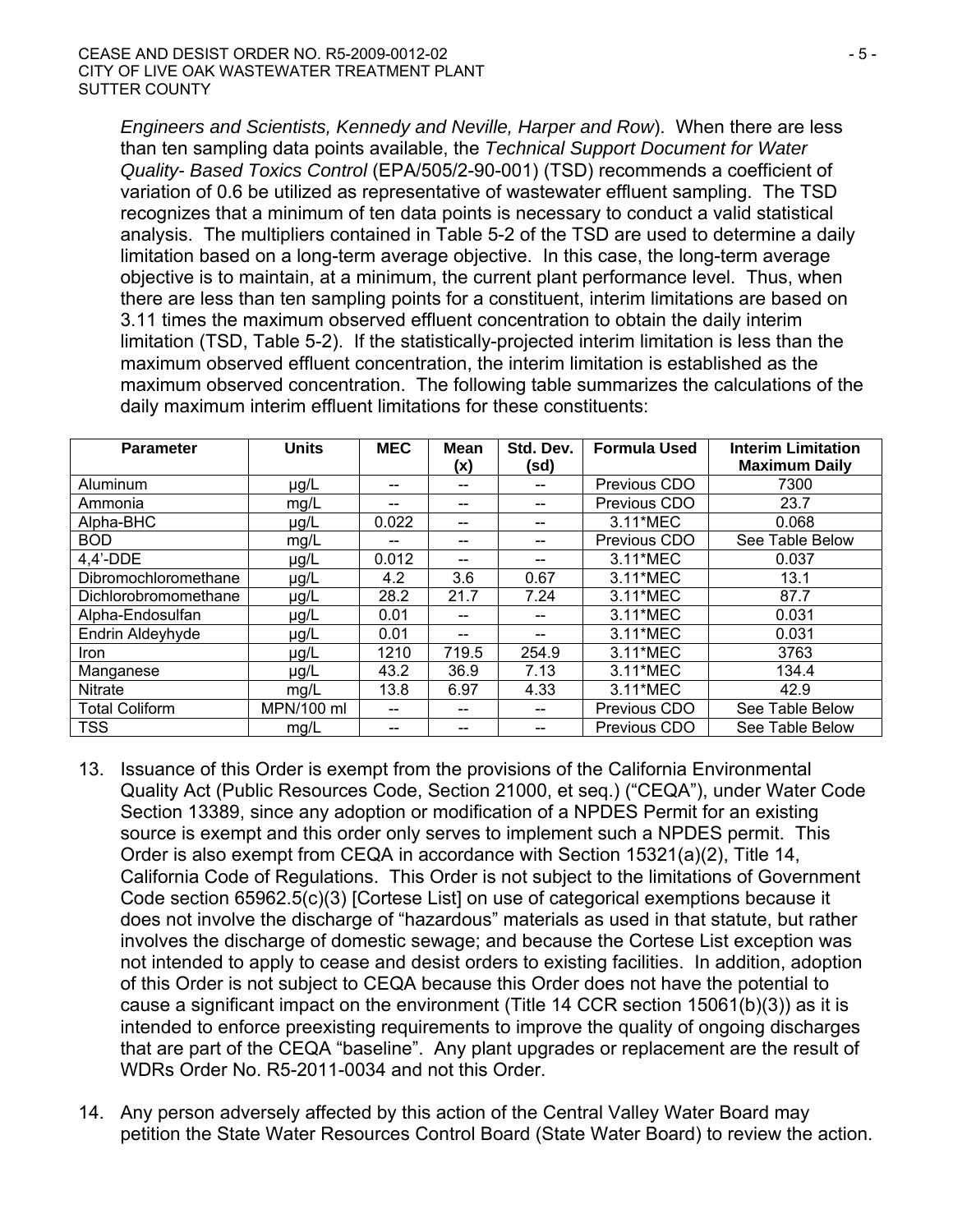*Engineers and Scientists, Kennedy and Neville, Harper and Row*). When there are less than ten sampling data points available, the *Technical Support Document for Water Quality- Based Toxics Control* (EPA/505/2-90-001) (TSD) recommends a coefficient of variation of 0.6 be utilized as representative of wastewater effluent sampling. The TSD recognizes that a minimum of ten data points is necessary to conduct a valid statistical analysis. The multipliers contained in Table 5-2 of the TSD are used to determine a daily limitation based on a long-term average objective. In this case, the long-term average objective is to maintain, at a minimum, the current plant performance level. Thus, when there are less than ten sampling points for a constituent, interim limitations are based on 3.11 times the maximum observed effluent concentration to obtain the daily interim limitation (TSD, Table 5-2). If the statistically-projected interim limitation is less than the maximum observed effluent concentration, the interim limitation is established as the maximum observed concentration. The following table summarizes the calculations of the daily maximum interim effluent limitations for these constituents:

| Parameter | Units | MEC | Mean (x) | Std. Dev. (sd) | Formula Used | Interim Limitation Maximum Daily |
|---|---|---|---|---|---|---|
| Aluminum | µg/L | -- | -- | -- | Previous CDO | 7300 |
| Ammonia | mg/L | -- | -- | -- | Previous CDO | 23.7 |
| Alpha-BHC | µg/L | 0.022 | -- | -- | 3.11*MEC | 0.068 |
| BOD | mg/L | -- | -- | -- | Previous CDO | See Table Below |
| 4,4'-DDE | µg/L | 0.012 | -- | -- | 3.11*MEC | 0.037 |
| Dibromochloromethane | µg/L | 4.2 | 3.6 | 0.67 | 3.11*MEC | 13.1 |
| Dichlorobromomethane | µg/L | 28.2 | 21.7 | 7.24 | 3.11*MEC | 87.7 |
| Alpha-Endosulfan | µg/L | 0.01 | -- | -- | 3.11*MEC | 0.031 |
| Endrin Aldeyhyde | µg/L | 0.01 | -- | -- | 3.11*MEC | 0.031 |
| Iron | µg/L | 1210 | 719.5 | 254.9 | 3.11*MEC | 3763 |
| Manganese | µg/L | 43.2 | 36.9 | 7.13 | 3.11*MEC | 134.4 |
| Nitrate | mg/L | 13.8 | 6.97 | 4.33 | 3.11*MEC | 42.9 |
| Total Coliform | MPN/100 ml | -- | -- | -- | Previous CDO | See Table Below |
| TSS | mg/L | -- | -- | -- | Previous CDO | See Table Below |

13. Issuance of this Order is exempt from the provisions of the California Environmental Quality Act (Public Resources Code, Section 21000, et seq.) ("CEQA"), under Water Code Section 13389, since any adoption or modification of a NPDES Permit for an existing source is exempt and this order only serves to implement such a NPDES permit. This Order is also exempt from CEQA in accordance with Section 15321(a)(2), Title 14, California Code of Regulations. This Order is not subject to the limitations of Government Code section 65962.5(c)(3) [Cortese List] on use of categorical exemptions because it does not involve the discharge of "hazardous" materials as used in that statute, but rather involves the discharge of domestic sewage; and because the Cortese List exception was not intended to apply to cease and desist orders to existing facilities. In addition, adoption of this Order is not subject to CEQA because this Order does not have the potential to cause a significant impact on the environment (Title 14 CCR section 15061(b)(3)) as it is intended to enforce preexisting requirements to improve the quality of ongoing discharges that are part of the CEQA "baseline". Any plant upgrades or replacement are the result of WDRs Order No. R5-2011-0034 and not this Order.

14. Any person adversely affected by this action of the Central Valley Water Board may petition the State Water Resources Control Board (State Water Board) to review the action.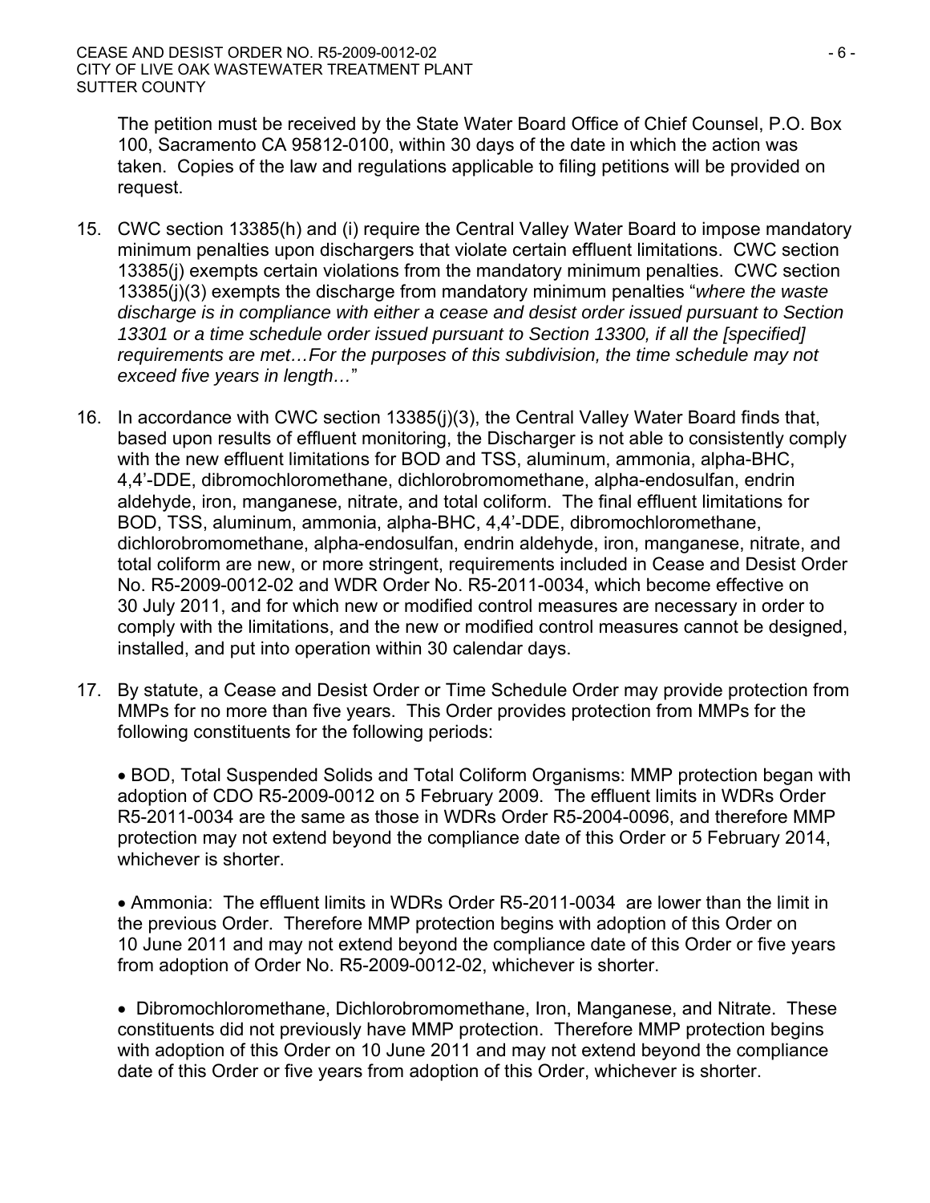The petition must be received by the State Water Board Office of Chief Counsel, P.O. Box 100, Sacramento CA 95812-0100, within 30 days of the date in which the action was taken. Copies of the law and regulations applicable to filing petitions will be provided on request.

15. CWC section 13385(h) and (i) require the Central Valley Water Board to impose mandatory minimum penalties upon dischargers that violate certain effluent limitations. CWC section 13385(j) exempts certain violations from the mandatory minimum penalties. CWC section 13385(j)(3) exempts the discharge from mandatory minimum penalties "*where the waste discharge is in compliance with either a cease and desist order issued pursuant to Section 13301 or a time schedule order issued pursuant to Section 13300, if all the [specified] requirements are met…For the purposes of this subdivision, the time schedule may not exceed five years in length…*"

16. In accordance with CWC section 13385(j)(3), the Central Valley Water Board finds that, based upon results of effluent monitoring, the Discharger is not able to consistently comply with the new effluent limitations for BOD and TSS, aluminum, ammonia, alpha-BHC, 4,4'-DDE, dibromochloromethane, dichlorobromomethane, alpha-endosulfan, endrin aldehyde, iron, manganese, nitrate, and total coliform. The final effluent limitations for BOD, TSS, aluminum, ammonia, alpha-BHC, 4,4'-DDE, dibromochloromethane, dichlorobromomethane, alpha-endosulfan, endrin aldehyde, iron, manganese, nitrate, and total coliform are new, or more stringent, requirements included in Cease and Desist Order No. R5-2009-0012-02 and WDR Order No. R5-2011-0034, which become effective on 30 July 2011, and for which new or modified control measures are necessary in order to comply with the limitations, and the new or modified control measures cannot be designed, installed, and put into operation within 30 calendar days.

17. By statute, a Cease and Desist Order or Time Schedule Order may provide protection from MMPs for no more than five years. This Order provides protection from MMPs for the following constituents for the following periods:

   - BOD, Total Suspended Solids and Total Coliform Organisms: MMP protection began with adoption of CDO R5-2009-0012 on 5 February 2009. The effluent limits in WDRs Order R5-2011-0034 are the same as those in WDRs Order R5-2004-0096, and therefore MMP protection may not extend beyond the compliance date of this Order or 5 February 2014, whichever is shorter.

   - Ammonia: The effluent limits in WDRs Order R5-2011-0034 are lower than the limit in the previous Order. Therefore MMP protection begins with adoption of this Order on 10 June 2011 and may not extend beyond the compliance date of this Order or five years from adoption of Order No. R5-2009-0012-02, whichever is shorter.

   - Dibromochloromethane, Dichlorobromomethane, Iron, Manganese, and Nitrate. These constituents did not previously have MMP protection. Therefore MMP protection begins with adoption of this Order on 10 June 2011 and may not extend beyond the compliance date of this Order or five years from adoption of this Order, whichever is shorter.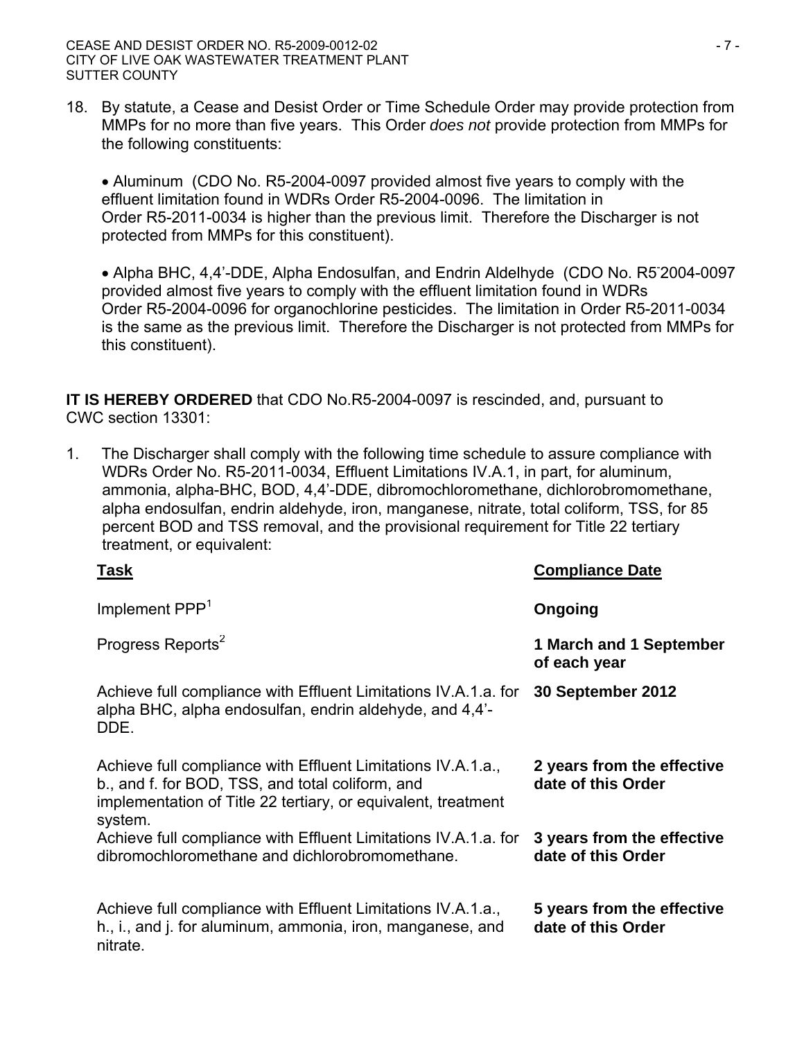18. By statute, a Cease and Desist Order or Time Schedule Order may provide protection from MMPs for no more than five years. This Order *does not* provide protection from MMPs for the following constituents:

   • Aluminum (CDO No. R5-2004-0097 provided almost five years to comply with the effluent limitation found in WDRs Order R5-2004-0096. The limitation in Order R5-2011-0034 is higher than the previous limit. Therefore the Discharger is not protected from MMPs for this constituent).

   • Alpha BHC, 4,4'-DDE, Alpha Endosulfan, and Endrin Aldelhyde (CDO No. R5-2004-0097 provided almost five years to comply with the effluent limitation found in WDRs Order R5-2004-0096 for organochlorine pesticides. The limitation in Order R5-2011-0034 is the same as the previous limit. Therefore the Discharger is not protected from MMPs for this constituent).

**IT IS HEREBY ORDERED** that CDO No.R5-2004-0097 is rescinded, and, pursuant to CWC section 13301:

1. The Discharger shall comply with the following time schedule to assure compliance with WDRs Order No. R5-2011-0034, Effluent Limitations IV.A.1, in part, for aluminum, ammonia, alpha-BHC, BOD, 4,4'-DDE, dibromochloromethane, dichlorobromomethane, alpha endosulfan, endrin aldehyde, iron, manganese, nitrate, total coliform, TSS, for 85 percent BOD and TSS removal, and the provisional requirement for Title 22 tertiary treatment, or equivalent:

| Task | Compliance Date |
|---|---|
| Implement PPP[1] | **Ongoing** |
| Progress Reports[2] | **1 March and 1 September of each year** |
| Achieve full compliance with Effluent Limitations IV.A.1.a. for alpha BHC, alpha endosulfan, endrin aldehyde, and 4,4'-DDE. | **30 September 2012** |
| Achieve full compliance with Effluent Limitations IV.A.1.a., b., and f. for BOD, TSS, and total coliform, and implementation of Title 22 tertiary, or equivalent, treatment system. | **2 years from the effective date of this Order** |
| Achieve full compliance with Effluent Limitations IV.A.1.a. for dibromochloromethane and dichlorobromomethane. | **3 years from the effective date of this Order** |
| Achieve full compliance with Effluent Limitations IV.A.1.a., h., i., and j. for aluminum, ammonia, iron, manganese, and nitrate. | **5 years from the effective date of this Order** |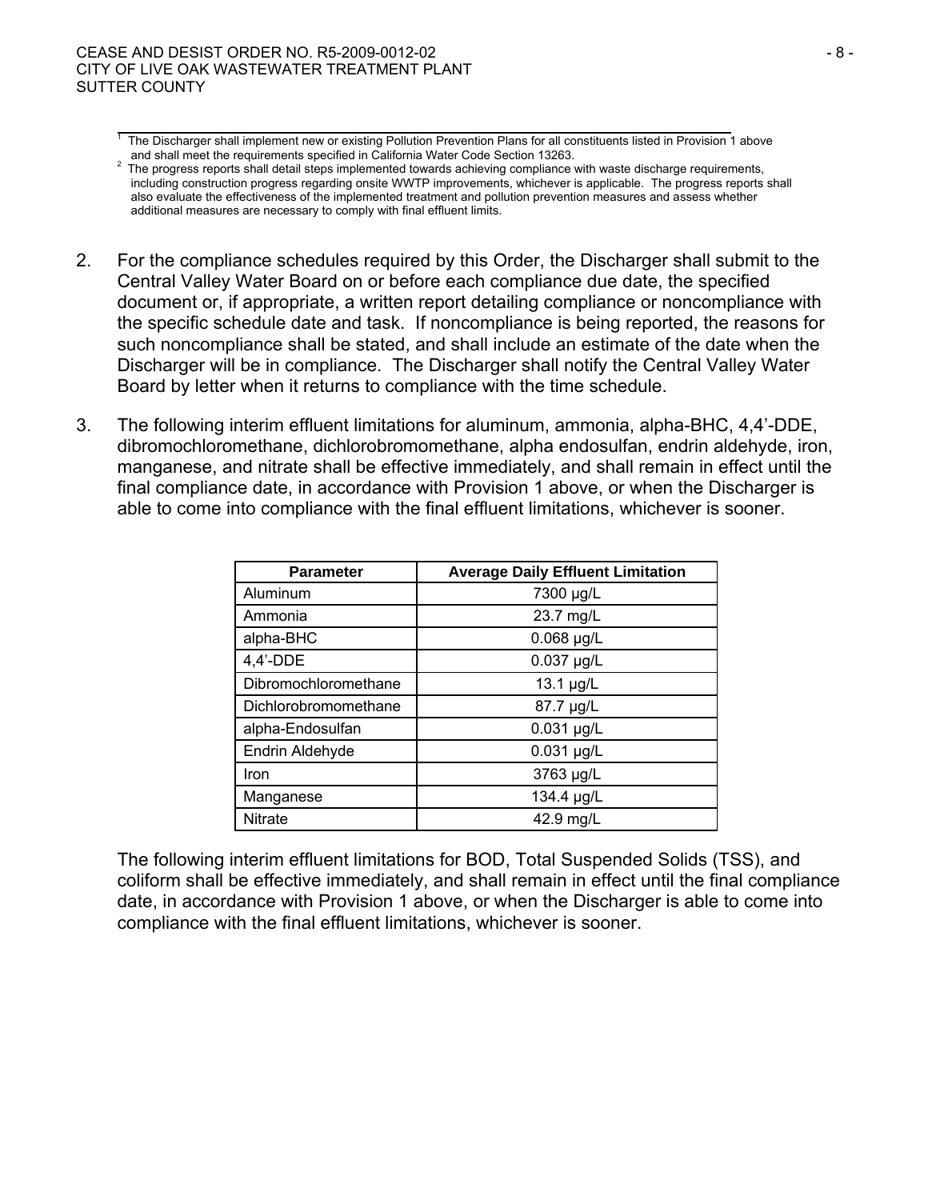[1] The Discharger shall implement new or existing Pollution Prevention Plans for all constituents listed in Provision 1 above and shall meet the requirements specified in California Water Code Section 13263.

[2] The progress reports shall detail steps implemented towards achieving compliance with waste discharge requirements, including construction progress regarding onsite WWTP improvements, whichever is applicable. The progress reports shall also evaluate the effectiveness of the implemented treatment and pollution prevention measures and assess whether additional measures are necessary to comply with final effluent limits.

2. For the compliance schedules required by this Order, the Discharger shall submit to the Central Valley Water Board on or before each compliance due date, the specified document or, if appropriate, a written report detailing compliance or noncompliance with the specific schedule date and task. If noncompliance is being reported, the reasons for such noncompliance shall be stated, and shall include an estimate of the date when the Discharger will be in compliance. The Discharger shall notify the Central Valley Water Board by letter when it returns to compliance with the time schedule.

3. The following interim effluent limitations for aluminum, ammonia, alpha-BHC, 4,4'-DDE, dibromochloromethane, dichlorobromomethane, alpha endosulfan, endrin aldehyde, iron, manganese, and nitrate shall be effective immediately, and shall remain in effect until the final compliance date, in accordance with Provision 1 above, or when the Discharger is able to come into compliance with the final effluent limitations, whichever is sooner.

| Parameter | Average Daily Effluent Limitation |
|---|---|
| Aluminum | 7300 µg/L |
| Ammonia | 23.7 mg/L |
| alpha-BHC | 0.068 µg/L |
| 4,4'-DDE | 0.037 µg/L |
| Dibromochloromethane | 13.1 µg/L |
| Dichlorobromomethane | 87.7 µg/L |
| alpha-Endosulfan | 0.031 µg/L |
| Endrin Aldehyde | 0.031 µg/L |
| Iron | 3763 µg/L |
| Manganese | 134.4 µg/L |
| Nitrate | 42.9 mg/L |

The following interim effluent limitations for BOD, Total Suspended Solids (TSS), and coliform shall be effective immediately, and shall remain in effect until the final compliance date, in accordance with Provision 1 above, or when the Discharger is able to come into compliance with the final effluent limitations, whichever is sooner.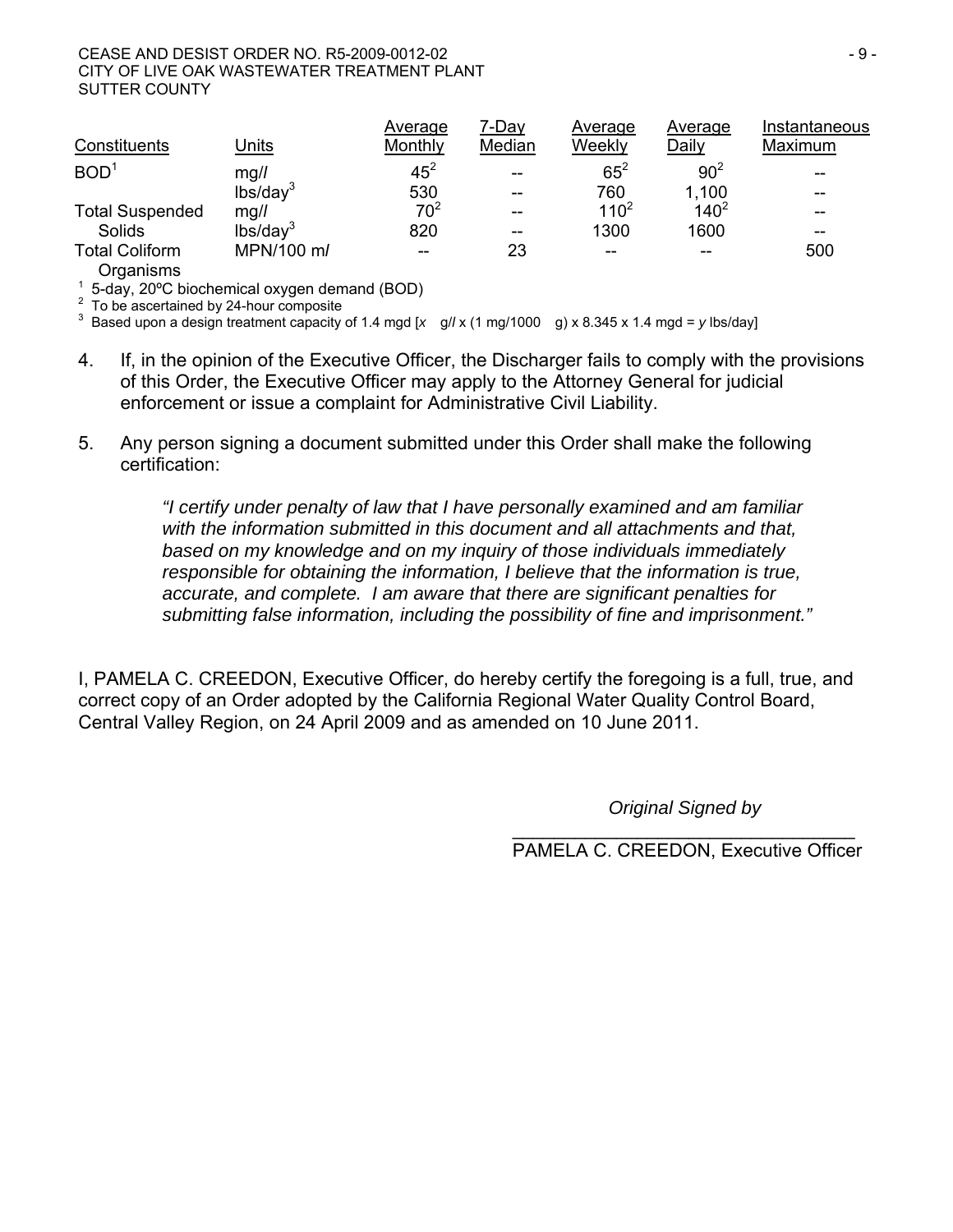| Constituents | Units | Average Monthly | 7-Day Median | Average Weekly | Average Daily | Instantaneous Maximum |
|---|---|---|---|---|---|---|
| BOD[1] | mg/l | 45[2] | -- | 65[2] | 90[2] | -- |
| | lbs/day[3] | 530 | -- | 760 | 1,100 | -- |
| Total Suspended Solids | mg/l | 70[2] | -- | 110[2] | 140[2] | -- |
| | lbs/day[3] | 820 | -- | 1300 | 1600 | -- |
| Total Coliform Organisms | MPN/100 ml | -- | 23 | -- | -- | 500 |

[1] 5-day, 20ºC biochemical oxygen demand (BOD)
[2] To be ascertained by 24-hour composite
[3] Based upon a design treatment capacity of 1.4 mgd [*x* g/l x (1 mg/1000 g) x 8.345 x 1.4 mgd = *y* lbs/day]

4. If, in the opinion of the Executive Officer, the Discharger fails to comply with the provisions of this Order, the Executive Officer may apply to the Attorney General for judicial enforcement or issue a complaint for Administrative Civil Liability.

5. Any person signing a document submitted under this Order shall make the following certification:

   *"I certify under penalty of law that I have personally examined and am familiar with the information submitted in this document and all attachments and that, based on my knowledge and on my inquiry of those individuals immediately responsible for obtaining the information, I believe that the information is true, accurate, and complete. I am aware that there are significant penalties for submitting false information, including the possibility of fine and imprisonment."*

I, PAMELA C. CREEDON, Executive Officer, do hereby certify the foregoing is a full, true, and correct copy of an Order adopted by the California Regional Water Quality Control Board, Central Valley Region, on 24 April 2009 and as amended on 10 June 2011.

*Original Signed by*

_________________________________
PAMELA C. CREEDON, Executive Officer